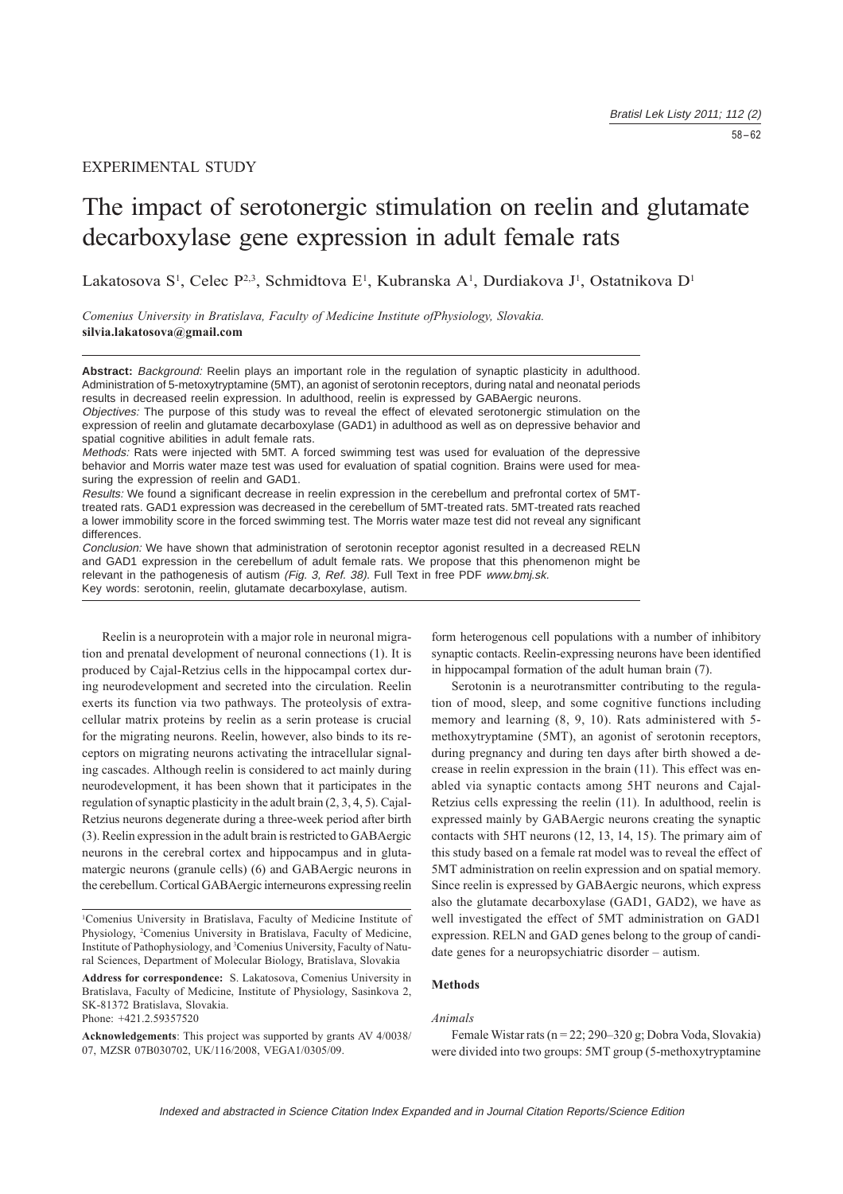EXPERIMENTAL STUDY

# The impact of serotonergic stimulation on reelin and glutamate decarboxylase gene expression in adult female rats

Lakatosova S[1], Celec P[2,3], Schmidtova E[1], Kubranska A[1], Durdiakova J[1], Ostatnikova D[1]

*Comenius University in Bratislava, Faculty of Medicine Institute ofPhysiology, Slovakia.*
**silvia.lakatosova@gmail.com**

---

**Abstract:** *Background:* Reelin plays an important role in the regulation of synaptic plasticity in adulthood. Administration of 5-metoxytryptamine (5MT), an agonist of serotonin receptors, during natal and neonatal periods results in decreased reelin expression. In adulthood, reelin is expressed by GABAergic neurons.

*Objectives:* The purpose of this study was to reveal the effect of elevated serotonergic stimulation on the expression of reelin and glutamate decarboxylase (GAD1) in adulthood as well as on depressive behavior and spatial cognitive abilities in adult female rats.

*Methods:* Rats were injected with 5MT. A forced swimming test was used for evaluation of the depressive behavior and Morris water maze test was used for evaluation of spatial cognition. Brains were used for measuring the expression of reelin and GAD1.

*Results:* We found a significant decrease in reelin expression in the cerebellum and prefrontal cortex of 5MT-treated rats. GAD1 expression was decreased in the cerebellum of 5MT-treated rats. 5MT-treated rats reached a lower immobility score in the forced swimming test. The Morris water maze test did not reveal any significant differences.

*Conclusion:* We have shown that administration of serotonin receptor agonist resulted in a decreased RELN and GAD1 expression in the cerebellum of adult female rats. We propose that this phenomenon might be relevant in the pathogenesis of autism *(Fig. 3, Ref. 38).* Full Text in free PDF *www.bmj.sk.*

Key words: serotonin, reelin, glutamate decarboxylase, autism.

---

Reelin is a neuroprotein with a major role in neuronal migration and prenatal development of neuronal connections (1). It is produced by Cajal-Retzius cells in the hippocampal cortex during neurodevelopment and secreted into the circulation. Reelin exerts its function via two pathways. The proteolysis of extracellular matrix proteins by reelin as a serin protease is crucial for the migrating neurons. Reelin, however, also binds to its receptors on migrating neurons activating the intracellular signaling cascades. Although reelin is considered to act mainly during neurodevelopment, it has been shown that it participates in the regulation of synaptic plasticity in the adult brain (2, 3, 4, 5). Cajal-Retzius neurons degenerate during a three-week period after birth (3). Reelin expression in the adult brain is restricted to GABAergic neurons in the cerebral cortex and hippocampus and in glutamatergic neurons (granule cells) (6) and GABAergic neurons in the cerebellum. Cortical GABAergic interneurons expressing reelin form heterogenous cell populations with a number of inhibitory synaptic contacts. Reelin-expressing neurons have been identified in hippocampal formation of the adult human brain (7).

Serotonin is a neurotransmitter contributing to the regulation of mood, sleep, and some cognitive functions including memory and learning (8, 9, 10). Rats administered with 5-methoxytryptamine (5MT), an agonist of serotonin receptors, during pregnancy and during ten days after birth showed a decrease in reelin expression in the brain (11). This effect was enabled via synaptic contacts among 5HT neurons and Cajal-Retzius cells expressing the reelin (11). In adulthood, reelin is expressed mainly by GABAergic neurons creating the synaptic contacts with 5HT neurons (12, 13, 14, 15). The primary aim of this study based on a female rat model was to reveal the effect of 5MT administration on reelin expression and on spatial memory. Since reelin is expressed by GABAergic neurons, which express also the glutamate decarboxylase (GAD1, GAD2), we have as well investigated the effect of 5MT administration on GAD1 expression. RELN and GAD genes belong to the group of candidate genes for a neuropsychiatric disorder – autism.

## Methods

### *Animals*

Female Wistar rats (n = 22; 290–320 g; Dobra Voda, Slovakia) were divided into two groups: 5MT group (5-methoxytryptamine

---

[1]Comenius University in Bratislava, Faculty of Medicine Institute of Physiology, [2]Comenius University in Bratislava, Faculty of Medicine, Institute of Pathophysiology, and [3]Comenius University, Faculty of Natural Sciences, Department of Molecular Biology, Bratislava, Slovakia

**Address for correspondence:** S. Lakatosova, Comenius University in Bratislava, Faculty of Medicine, Institute of Physiology, Sasinkova 2, SK-81372 Bratislava, Slovakia.
Phone: +421.2.59357520

**Acknowledgements**: This project was supported by grants AV 4/0038/07, MZSR 07B030702, UK/116/2008, VEGA1/0305/09.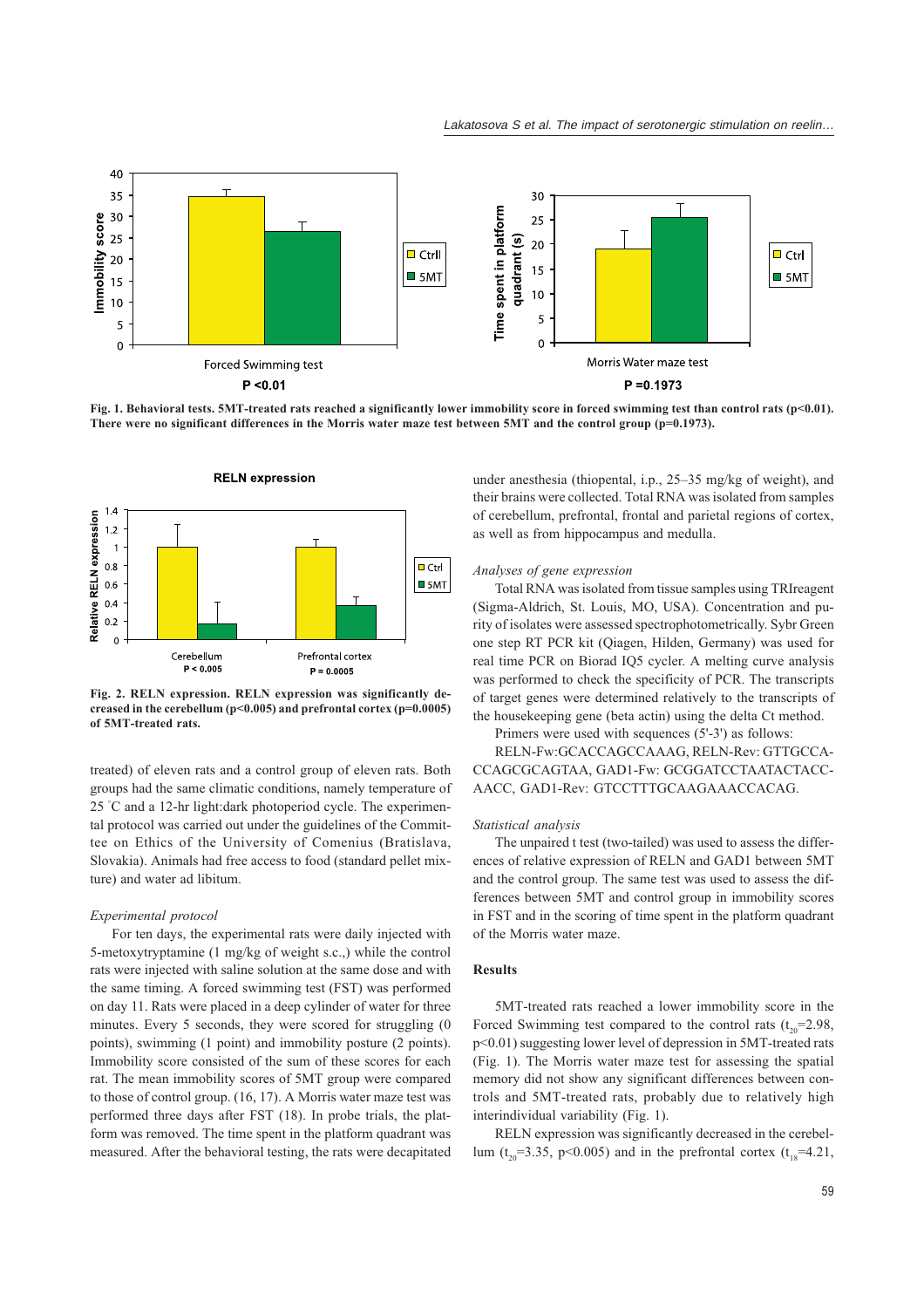Fig. 1. Behavioral tests. 5MT-treated rats reached a significantly lower immobility score in forced swimming test than control rats ($p<0.01$). There were no significant differences in the Morris water maze test between 5MT and the control group ($p=0.1973$).

**Fig. 2. RELN expression. RELN expression was significantly decreased in the cerebellum ($p<0.005$) and prefrontal cortex ($p=0.0005$) of 5MT-treated rats.**

treated) of eleven rats and a control group of eleven rats. Both groups had the same climatic conditions, namely temperature of 25 °C and a 12-hr light:dark photoperiod cycle. The experimental protocol was carried out under the guidelines of the Committee on Ethics of the University of Comenius (Bratislava, Slovakia). Animals had free access to food (standard pellet mixture) and water ad libitum.

### *Experimental protocol*

For ten days, the experimental rats were daily injected with 5-metoxytryptamine (1 mg/kg of weight s.c.,) while the control rats were injected with saline solution at the same dose and with the same timing. A forced swimming test (FST) was performed on day 11. Rats were placed in a deep cylinder of water for three minutes. Every 5 seconds, they were scored for struggling (0 points), swimming (1 point) and immobility posture (2 points). Immobility score consisted of the sum of these scores for each rat. The mean immobility scores of 5MT group were compared to those of control group. (16, 17). A Morris water maze test was performed three days after FST (18). In probe trials, the platform was removed. The time spent in the platform quadrant was measured. After the behavioral testing, the rats were decapitated under anesthesia (thiopental, i.p., 25–35 mg/kg of weight), and their brains were collected. Total RNA was isolated from samples of cerebellum, prefrontal, frontal and parietal regions of cortex, as well as from hippocampus and medulla.

### *Analyses of gene expression*

Total RNA was isolated from tissue samples using TRIreagent (Sigma-Aldrich, St. Louis, MO, USA). Concentration and purity of isolates were assessed spectrophotometrically. Sybr Green one step RT PCR kit (Qiagen, Hilden, Germany) was used for real time PCR on Biorad IQ5 cycler. A melting curve analysis was performed to check the specificity of PCR. The transcripts of target genes were determined relatively to the transcripts of the housekeeping gene (beta actin) using the delta Ct method.

Primers were used with sequences (5'-3') as follows:

RELN-Fw:GCACCAGCCAAAG, RELN-Rev: GTTGCCACCAGCGCAGTAA, GAD1-Fw: GCGGATCCTAATACTACCAACC, GAD1-Rev: GTCCTTTGCAAGAAACCACAG.

### *Statistical analysis*

The unpaired t test (two-tailed) was used to assess the differences of relative expression of RELN and GAD1 between 5MT and the control group. The same test was used to assess the differences between 5MT and control group in immobility scores in FST and in the scoring of time spent in the platform quadrant of the Morris water maze.

## Results

5MT-treated rats reached a lower immobility score in the Forced Swimming test compared to the control rats ($t_{20}=2.98$, $p<0.01$) suggesting lower level of depression in 5MT-treated rats (Fig. 1). The Morris water maze test for assessing the spatial memory did not show any significant differences between controls and 5MT-treated rats, probably due to relatively high interindividual variability (Fig. 1).

RELN expression was significantly decreased in the cerebellum ($t_{20}=3.35$, $p<0.005$) and in the prefrontal cortex ($t_{18}=4.21$,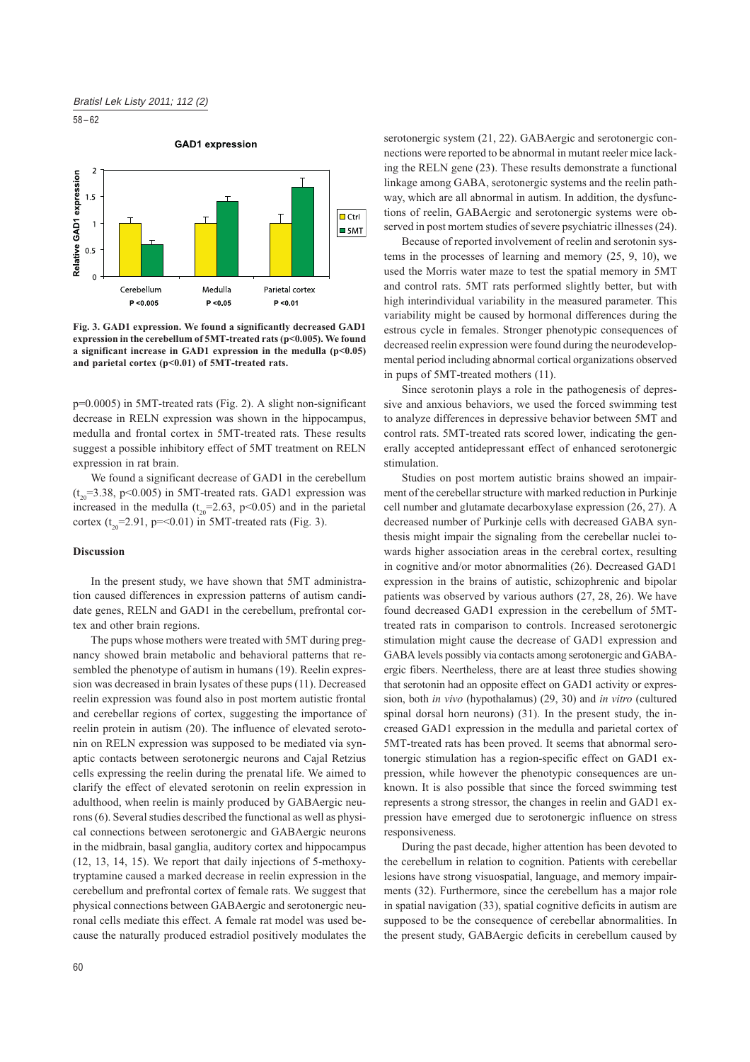**Fig. 3. GAD1 expression. We found a significantly decreased GAD1 expression in the cerebellum of 5MT-treated rats ($p<0.005$). We found a significant increase in GAD1 expression in the medulla ($p<0.05$) and parietal cortex ($p<0.01$) of 5MT-treated rats.**

p=0.0005) in 5MT-treated rats (Fig. 2). A slight non-significant decrease in RELN expression was shown in the hippocampus, medulla and frontal cortex in 5MT-treated rats. These results suggest a possible inhibitory effect of 5MT treatment on RELN expression in rat brain.

We found a significant decrease of GAD1 in the cerebellum ($t_{20}=3.38$, $p<0.005$) in 5MT-treated rats. GAD1 expression was increased in the medulla ($t_{20}=2.63$, $p<0.05$) and in the parietal cortex ($t_{20}=2.91$, $p=<0.01$) in 5MT-treated rats (Fig. 3).

## Discussion

In the present study, we have shown that 5MT administration caused differences in expression patterns of autism candidate genes, RELN and GAD1 in the cerebellum, prefrontal cortex and other brain regions.

The pups whose mothers were treated with 5MT during pregnancy showed brain metabolic and behavioral patterns that resembled the phenotype of autism in humans (19). Reelin expression was decreased in brain lysates of these pups (11). Decreased reelin expression was found also in post mortem autistic frontal and cerebellar regions of cortex, suggesting the importance of reelin protein in autism (20). The influence of elevated serotonin on RELN expression was supposed to be mediated via synaptic contacts between serotonergic neurons and Cajal Retzius cells expressing the reelin during the prenatal life. We aimed to clarify the effect of elevated serotonin on reelin expression in adulthood, when reelin is mainly produced by GABAergic neurons (6). Several studies described the functional as well as physical connections between serotonergic and GABAergic neurons in the midbrain, basal ganglia, auditory cortex and hippocampus (12, 13, 14, 15). We report that daily injections of 5-methoxytryptamine caused a marked decrease in reelin expression in the cerebellum and prefrontal cortex of female rats. We suggest that physical connections between GABAergic and serotonergic neuronal cells mediate this effect. A female rat model was used because the naturally produced estradiol positively modulates the serotonergic system (21, 22). GABAergic and serotonergic connections were reported to be abnormal in mutant reeler mice lacking the RELN gene (23). These results demonstrate a functional linkage among GABA, serotonergic systems and the reelin pathway, which are all abnormal in autism. In addition, the dysfunctions of reelin, GABAergic and serotonergic systems were observed in post mortem studies of severe psychiatric illnesses (24).

Because of reported involvement of reelin and serotonin systems in the processes of learning and memory (25, 9, 10), we used the Morris water maze to test the spatial memory in 5MT and control rats. 5MT rats performed slightly better, but with high interindividual variability in the measured parameter. This variability might be caused by hormonal differences during the estrous cycle in females. Stronger phenotypic consequences of decreased reelin expression were found during the neurodevelopmental period including abnormal cortical organizations observed in pups of 5MT-treated mothers (11).

Since serotonin plays a role in the pathogenesis of depressive and anxious behaviors, we used the forced swimming test to analyze differences in depressive behavior between 5MT and control rats. 5MT-treated rats scored lower, indicating the generally accepted antidepressant effect of enhanced serotonergic stimulation.

Studies on post mortem autistic brains showed an impairment of the cerebellar structure with marked reduction in Purkinje cell number and glutamate decarboxylase expression (26, 27). A decreased number of Purkinje cells with decreased GABA synthesis might impair the signaling from the cerebellar nuclei towards higher association areas in the cerebral cortex, resulting in cognitive and/or motor abnormalities (26). Decreased GAD1 expression in the brains of autistic, schizophrenic and bipolar patients was observed by various authors (27, 28, 26). We have found decreased GAD1 expression in the cerebellum of 5MT-treated rats in comparison to controls. Increased serotonergic stimulation might cause the decrease of GAD1 expression and GABA levels possibly via contacts among serotonergic and GABAergic fibers. Neertheless, there are at least three studies showing that serotonin had an opposite effect on GAD1 activity or expression, both *in vivo* (hypothalamus) (29, 30) and *in vitro* (cultured spinal dorsal horn neurons) (31). In the present study, the increased GAD1 expression in the medulla and parietal cortex of 5MT-treated rats has been proved. It seems that abnormal serotonergic stimulation has a region-specific effect on GAD1 expression, while however the phenotypic consequences are unknown. It is also possible that since the forced swimming test represents a strong stressor, the changes in reelin and GAD1 expression have emerged due to serotonergic influence on stress responsiveness.

During the past decade, higher attention has been devoted to the cerebellum in relation to cognition. Patients with cerebellar lesions have strong visuospatial, language, and memory impairments (32). Furthermore, since the cerebellum has a major role in spatial navigation (33), spatial cognitive deficits in autism are supposed to be the consequence of cerebellar abnormalities. In the present study, GABAergic deficits in cerebellum caused by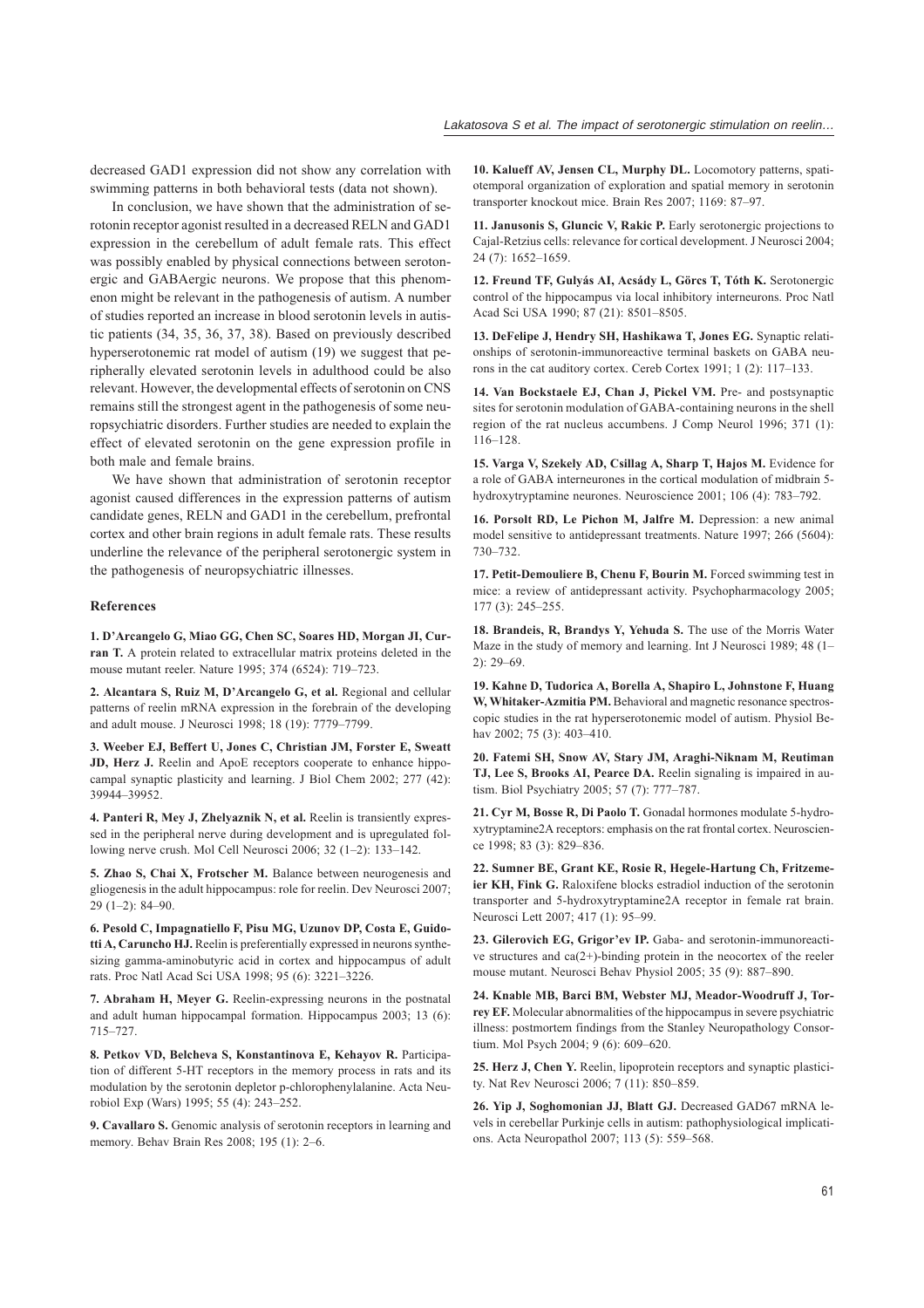decreased GAD1 expression did not show any correlation with swimming patterns in both behavioral tests (data not shown).

In conclusion, we have shown that the administration of serotonin receptor agonist resulted in a decreased RELN and GAD1 expression in the cerebellum of adult female rats. This effect was possibly enabled by physical connections between serotonergic and GABAergic neurons. We propose that this phenomenon might be relevant in the pathogenesis of autism. A number of studies reported an increase in blood serotonin levels in autistic patients (34, 35, 36, 37, 38). Based on previously described hyperserotonemic rat model of autism (19) we suggest that peripherally elevated serotonin levels in adulthood could be also relevant. However, the developmental effects of serotonin on CNS remains still the strongest agent in the pathogenesis of some neuropsychiatric disorders. Further studies are needed to explain the effect of elevated serotonin on the gene expression profile in both male and female brains.

We have shown that administration of serotonin receptor agonist caused differences in the expression patterns of autism candidate genes, RELN and GAD1 in the cerebellum, prefrontal cortex and other brain regions in adult female rats. These results underline the relevance of the peripheral serotonergic system in the pathogenesis of neuropsychiatric illnesses.

## References

**1. D'Arcangelo G, Miao GG, Chen SC, Soares HD, Morgan JI, Curran T.** A protein related to extracellular matrix proteins deleted in the mouse mutant reeler. Nature 1995; 374 (6524): 719–723.

**2. Alcantara S, Ruiz M, D'Arcangelo G, et al.** Regional and cellular patterns of reelin mRNA expression in the forebrain of the developing and adult mouse. J Neurosci 1998; 18 (19): 7779–7799.

**3. Weeber EJ, Beffert U, Jones C, Christian JM, Forster E, Sweatt JD, Herz J.** Reelin and ApoE receptors cooperate to enhance hippocampal synaptic plasticity and learning. J Biol Chem 2002; 277 (42): 39944–39952.

**4. Panteri R, Mey J, Zhelyaznik N, et al.** Reelin is transiently expressed in the peripheral nerve during development and is upregulated following nerve crush. Mol Cell Neurosci 2006; 32 (1–2): 133–142.

**5. Zhao S, Chai X, Frotscher M.** Balance between neurogenesis and gliogenesis in the adult hippocampus: role for reelin. Dev Neurosci 2007; 29 (1–2): 84–90.

**6. Pesold C, Impagnatiello F, Pisu MG, Uzunov DP, Costa E, Guidotti A, Caruncho HJ.** Reelin is preferentially expressed in neurons synthesizing gamma-aminobutyric acid in cortex and hippocampus of adult rats. Proc Natl Acad Sci USA 1998; 95 (6): 3221–3226.

**7. Abraham H, Meyer G.** Reelin-expressing neurons in the postnatal and adult human hippocampal formation. Hippocampus 2003; 13 (6): 715–727.

**8. Petkov VD, Belcheva S, Konstantinova E, Kehayov R.** Participation of different 5-HT receptors in the memory process in rats and its modulation by the serotonin depletor p-chlorophenylalanine. Acta Neurobiol Exp (Wars) 1995; 55 (4): 243–252.

**9. Cavallaro S.** Genomic analysis of serotonin receptors in learning and memory. Behav Brain Res 2008; 195 (1): 2–6.

**10. Kalueff AV, Jensen CL, Murphy DL.** Locomotory patterns, spatiotemporal organization of exploration and spatial memory in serotonin transporter knockout mice. Brain Res 2007; 1169: 87–97.

**11. Janusonis S, Gluncic V, Rakic P.** Early serotonergic projections to Cajal-Retzius cells: relevance for cortical development. J Neurosci 2004; 24 (7): 1652–1659.

**12. Freund TF, Gulyás AI, Acsády L, Görcs T, Tóth K.** Serotonergic control of the hippocampus via local inhibitory interneurons. Proc Natl Acad Sci USA 1990; 87 (21): 8501–8505.

**13. DeFelipe J, Hendry SH, Hashikawa T, Jones EG.** Synaptic relationships of serotonin-immunoreactive terminal baskets on GABA neurons in the cat auditory cortex. Cereb Cortex 1991; 1 (2): 117–133.

**14. Van Bockstaele EJ, Chan J, Pickel VM.** Pre- and postsynaptic sites for serotonin modulation of GABA-containing neurons in the shell region of the rat nucleus accumbens. J Comp Neurol 1996; 371 (1): 116–128.

**15. Varga V, Szekely AD, Csillag A, Sharp T, Hajos M.** Evidence for a role of GABA interneurones in the cortical modulation of midbrain 5-hydroxytryptamine neurones. Neuroscience 2001; 106 (4): 783–792.

**16. Porsolt RD, Le Pichon M, Jalfre M.** Depression: a new animal model sensitive to antidepressant treatments. Nature 1997; 266 (5604): 730–732.

**17. Petit-Demouliere B, Chenu F, Bourin M.** Forced swimming test in mice: a review of antidepressant activity. Psychopharmacology 2005; 177 (3): 245–255.

**18. Brandeis, R, Brandys Y, Yehuda S.** The use of the Morris Water Maze in the study of memory and learning. Int J Neurosci 1989; 48 (1–2): 29–69.

**19. Kahne D, Tudorica A, Borella A, Shapiro L, Johnstone F, Huang W, Whitaker-Azmitia PM.** Behavioral and magnetic resonance spectroscopic studies in the rat hyperserotonemic model of autism. Physiol Behav 2002; 75 (3): 403–410.

**20. Fatemi SH, Snow AV, Stary JM, Araghi-Niknam M, Reutiman TJ, Lee S, Brooks AI, Pearce DA.** Reelin signaling is impaired in autism. Biol Psychiatry 2005; 57 (7): 777–787.

**21. Cyr M, Bosse R, Di Paolo T.** Gonadal hormones modulate 5-hydroxytryptamine2A receptors: emphasis on the rat frontal cortex. Neuroscience 1998; 83 (3): 829–836.

**22. Sumner BE, Grant KE, Rosie R, Hegele-Hartung Ch, Fritzemeier KH, Fink G.** Raloxifene blocks estradiol induction of the serotonin transporter and 5-hydroxytryptamine2A receptor in female rat brain. Neurosci Lett 2007; 417 (1): 95–99.

**23. Gilerovich EG, Grigor'ev IP.** Gaba- and serotonin-immunoreactive structures and ca(2+)-binding protein in the neocortex of the reeler mouse mutant. Neurosci Behav Physiol 2005; 35 (9): 887–890.

**24. Knable MB, Barci BM, Webster MJ, Meador-Woodruff J, Torrey EF.** Molecular abnormalities of the hippocampus in severe psychiatric illness: postmortem findings from the Stanley Neuropathology Consortium. Mol Psych 2004; 9 (6): 609–620.

**25. Herz J, Chen Y.** Reelin, lipoprotein receptors and synaptic plasticity. Nat Rev Neurosci 2006; 7 (11): 850–859.

**26. Yip J, Soghomonian JJ, Blatt GJ.** Decreased GAD67 mRNA levels in cerebellar Purkinje cells in autism: pathophysiological implications. Acta Neuropathol 2007; 113 (5): 559–568.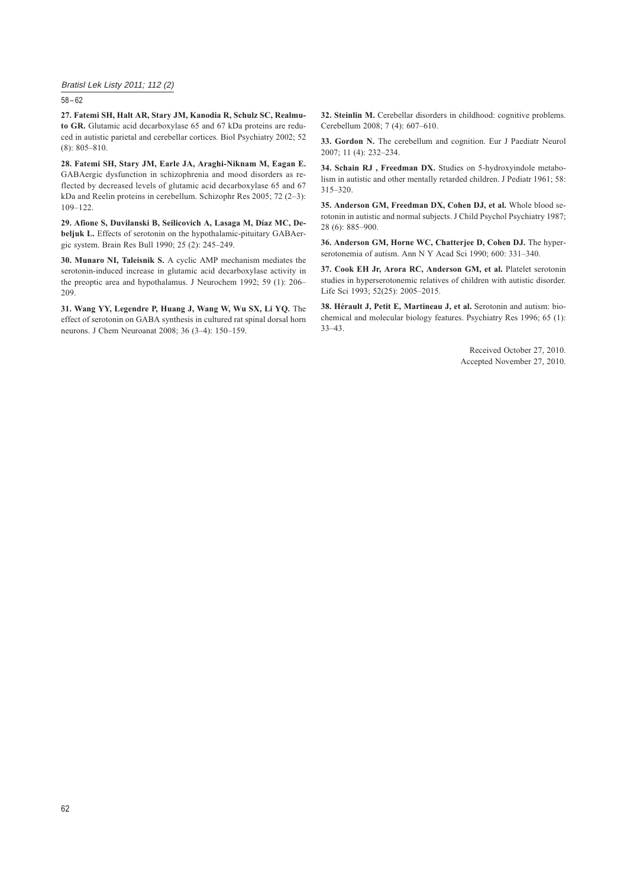**27. Fatemi SH, Halt AR, Stary JM, Kanodia R, Schulz SC, Realmuto GR.** Glutamic acid decarboxylase 65 and 67 kDa proteins are reduced in autistic parietal and cerebellar cortices. Biol Psychiatry 2002; 52 (8): 805–810.

**28. Fatemi SH, Stary JM, Earle JA, Araghi-Niknam M, Eagan E.** GABAergic dysfunction in schizophrenia and mood disorders as reflected by decreased levels of glutamic acid decarboxylase 65 and 67 kDa and Reelin proteins in cerebellum. Schizophr Res 2005; 72 (2–3): 109–122.

**29. Afione S, Duvilanski B, Seilicovich A, Lasaga M, Díaz MC, Debeljuk L.** Effects of serotonin on the hypothalamic-pituitary GABAergic system. Brain Res Bull 1990; 25 (2): 245–249.

**30. Munaro NI, Taleisnik S.** A cyclic AMP mechanism mediates the serotonin-induced increase in glutamic acid decarboxylase activity in the preoptic area and hypothalamus. J Neurochem 1992; 59 (1): 206–209.

**31. Wang YY, Legendre P, Huang J, Wang W, Wu SX, Li YQ.** The effect of serotonin on GABA synthesis in cultured rat spinal dorsal horn neurons. J Chem Neuroanat 2008; 36 (3–4): 150–159.

**32. Steinlin M.** Cerebellar disorders in childhood: cognitive problems. Cerebellum 2008; 7 (4): 607–610.

**33. Gordon N.** The cerebellum and cognition. Eur J Paediatr Neurol 2007; 11 (4): 232–234.

**34. Schain RJ , Freedman DX.** Studies on 5-hydroxyindole metabolism in autistic and other mentally retarded children. J Pediatr 1961; 58: 315–320.

**35. Anderson GM, Freedman DX, Cohen DJ, et al.** Whole blood serotonin in autistic and normal subjects. J Child Psychol Psychiatry 1987; 28 (6): 885–900.

**36. Anderson GM, Horne WC, Chatterjee D, Cohen DJ.** The hyperserotonemia of autism. Ann N Y Acad Sci 1990; 600: 331–340.

**37. Cook EH Jr, Arora RC, Anderson GM, et al.** Platelet serotonin studies in hyperserotonemic relatives of children with autistic disorder. Life Sci 1993; 52(25): 2005–2015.

**38. Hérault J, Petit E, Martineau J, et al.** Serotonin and autism: biochemical and molecular biology features. Psychiatry Res 1996; 65 (1): 33–43.

Received October 27, 2010.
Accepted November 27, 2010.